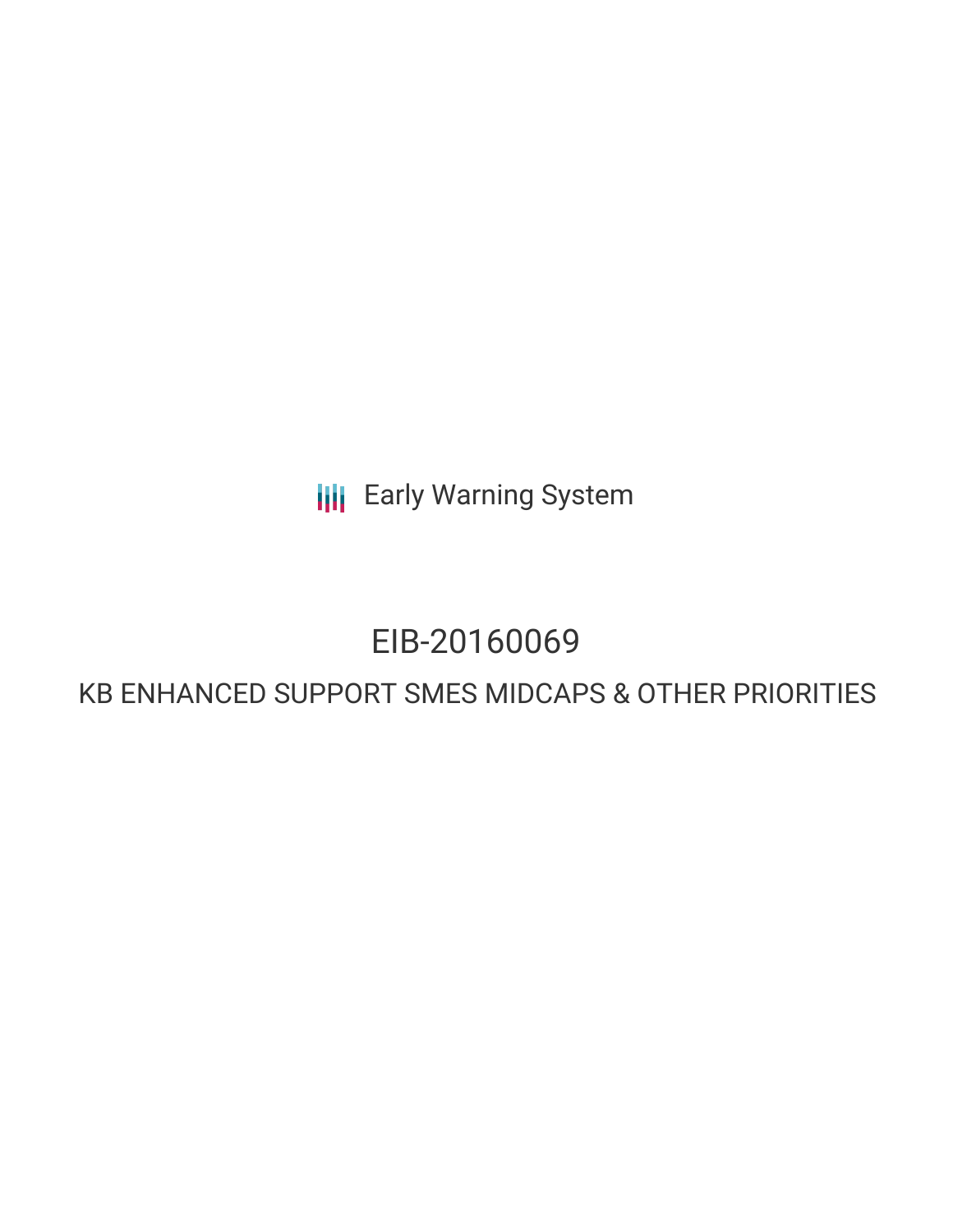Early Warning System

# EIB-20160069

## KB ENHANCED SUPPORT SMES MIDCAPS & OTHER PRIORITIES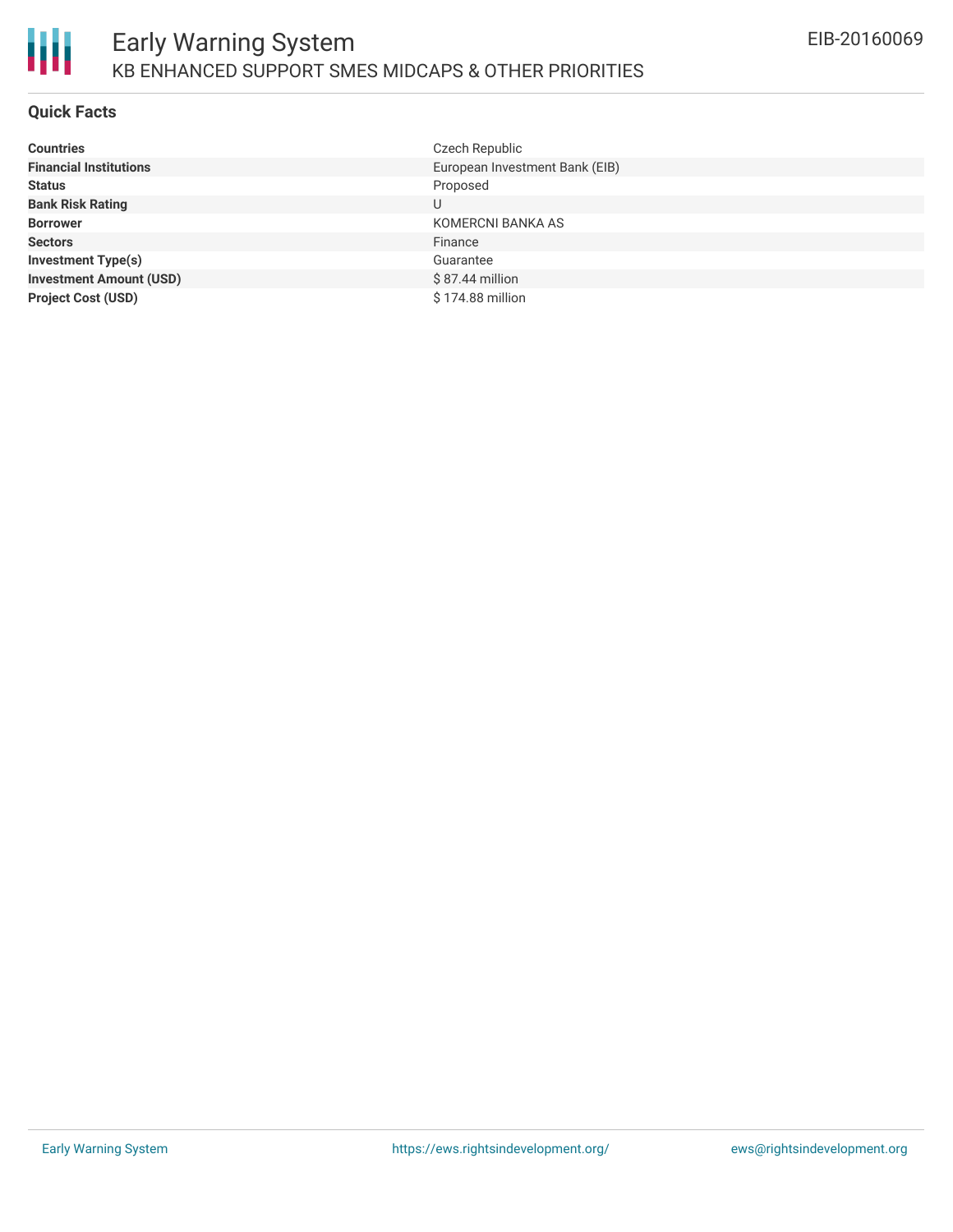# Early Warning System

## KB ENHANCED SUPPORT SMES MIDCAPS & OTHER PRIORITIES

EIB-20160069

### Quick Facts

| | |
|---|---|
| **Countries** | Czech Republic |
| **Financial Institutions** | European Investment Bank (EIB) |
| **Status** | Proposed |
| **Bank Risk Rating** | U |
| **Borrower** | KOMERCNI BANKA AS |
| **Sectors** | Finance |
| **Investment Type(s)** | Guarantee |
| **Investment Amount (USD)** | $ 87.44 million |
| **Project Cost (USD)** | $ 174.88 million |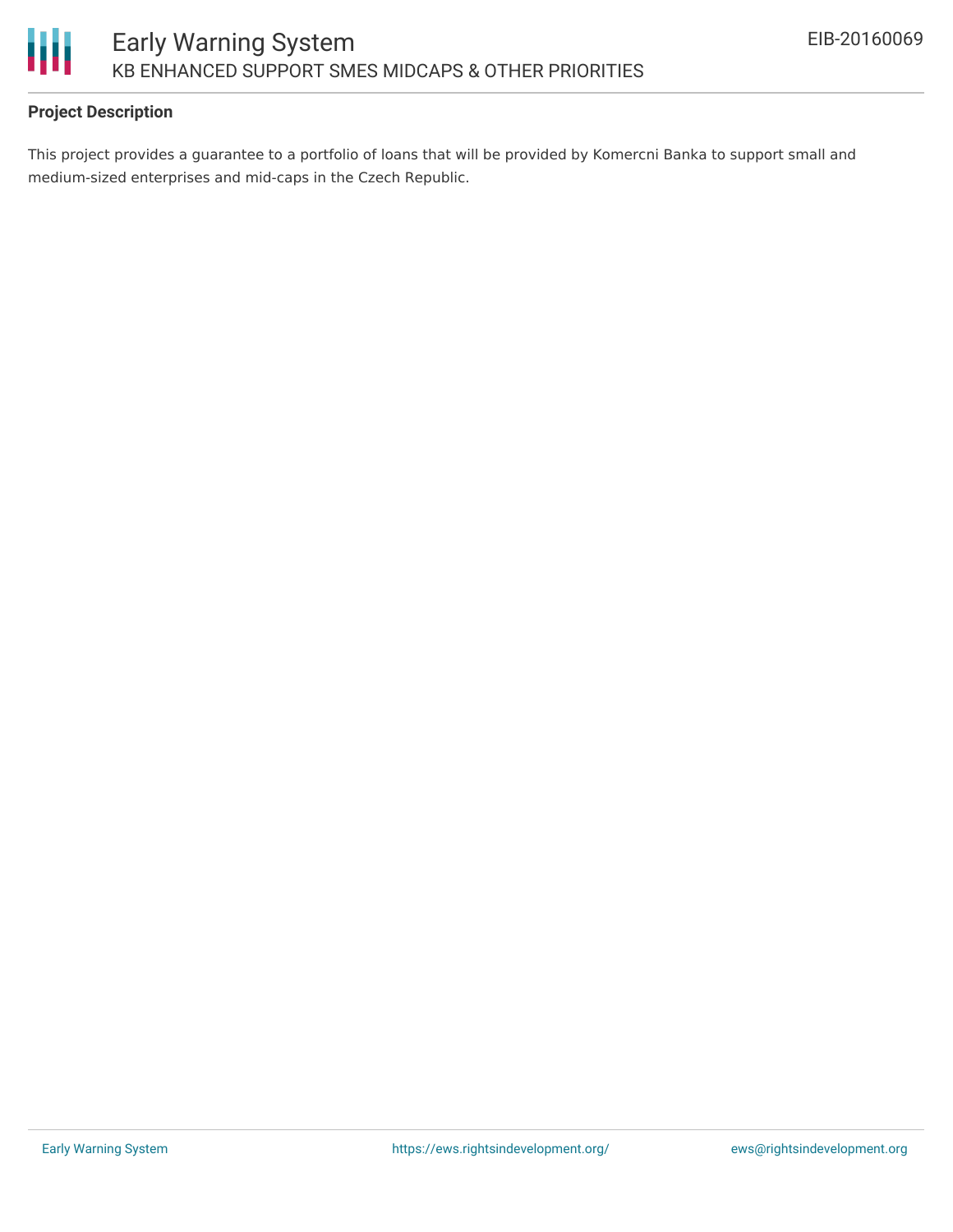**Project Description**

This project provides a guarantee to a portfolio of loans that will be provided by Komercni Banka to support small and medium-sized enterprises and mid-caps in the Czech Republic.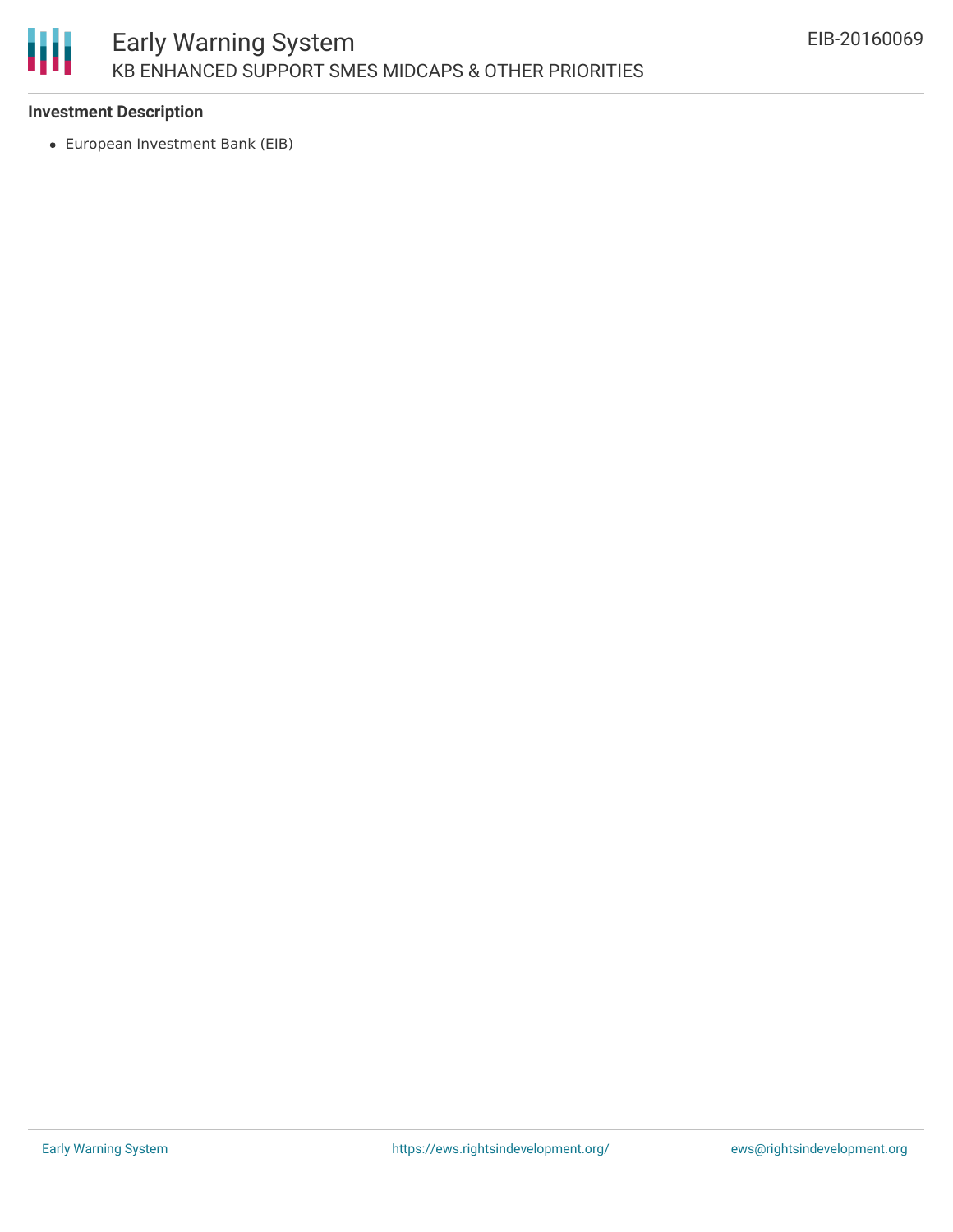**Investment Description**

- European Investment Bank (EIB)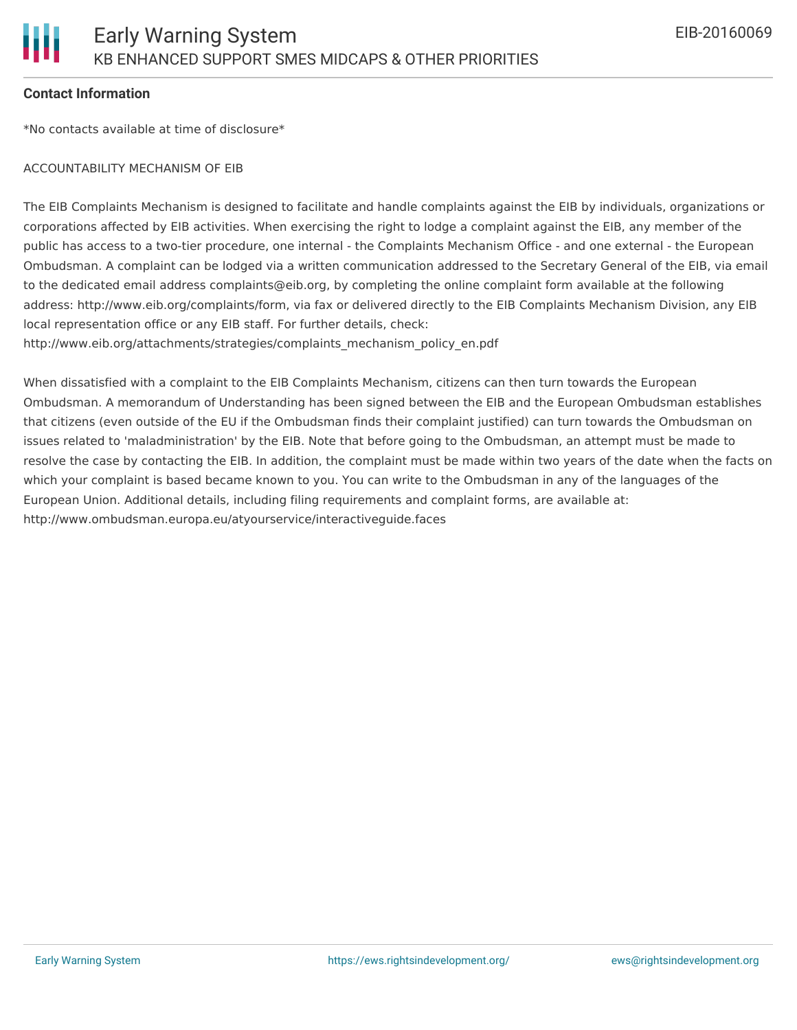**Contact Information**

*No contacts available at time of disclosure*

ACCOUNTABILITY MECHANISM OF EIB

The EIB Complaints Mechanism is designed to facilitate and handle complaints against the EIB by individuals, organizations or corporations affected by EIB activities. When exercising the right to lodge a complaint against the EIB, any member of the public has access to a two-tier procedure, one internal - the Complaints Mechanism Office - and one external - the European Ombudsman. A complaint can be lodged via a written communication addressed to the Secretary General of the EIB, via email to the dedicated email address complaints@eib.org, by completing the online complaint form available at the following address: http://www.eib.org/complaints/form, via fax or delivered directly to the EIB Complaints Mechanism Division, any EIB local representation office or any EIB staff. For further details, check: http://www.eib.org/attachments/strategies/complaints_mechanism_policy_en.pdf

When dissatisfied with a complaint to the EIB Complaints Mechanism, citizens can then turn towards the European Ombudsman. A memorandum of Understanding has been signed between the EIB and the European Ombudsman establishes that citizens (even outside of the EU if the Ombudsman finds their complaint justified) can turn towards the Ombudsman on issues related to 'maladministration' by the EIB. Note that before going to the Ombudsman, an attempt must be made to resolve the case by contacting the EIB. In addition, the complaint must be made within two years of the date when the facts on which your complaint is based became known to you. You can write to the Ombudsman in any of the languages of the European Union. Additional details, including filing requirements and complaint forms, are available at: http://www.ombudsman.europa.eu/atyourservice/interactiveguide.faces